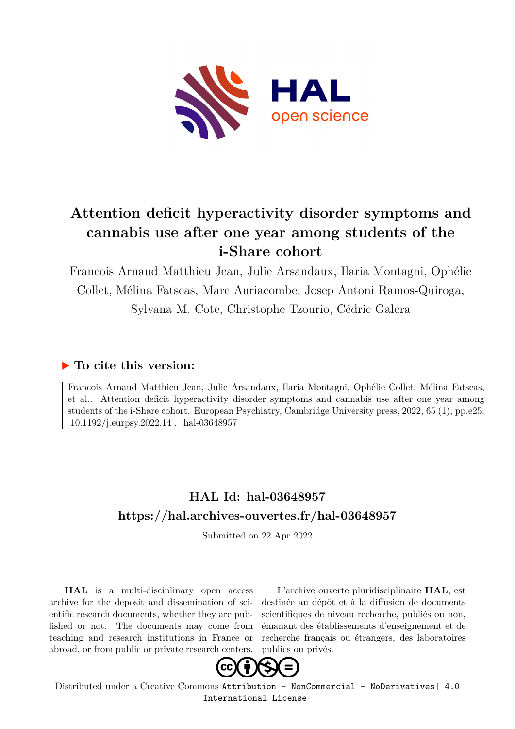# Attention deficit hyperactivity disorder symptoms and cannabis use after one year among students of the i-Share cohort

Francois Arnaud Matthieu Jean, Julie Arsandaux, Ilaria Montagni, Ophélie Collet, Mélina Fatseas, Marc Auriacombe, Josep Antoni Ramos-Quiroga, Sylvana M. Cote, Christophe Tzourio, Cédric Galera

## ▶ To cite this version:

Francois Arnaud Matthieu Jean, Julie Arsandaux, Ilaria Montagni, Ophélie Collet, Mélina Fatseas, et al.. Attention deficit hyperactivity disorder symptoms and cannabis use after one year among students of the i-Share cohort. European Psychiatry, Cambridge University press, 2022, 65 (1), pp.e25. 10.1192/j.eurpsy.2022.14 . hal-03648957

## HAL Id: hal-03648957
## https://hal.archives-ouvertes.fr/hal-03648957

Submitted on 22 Apr 2022

**HAL** is a multi-disciplinary open access archive for the deposit and dissemination of scientific research documents, whether they are published or not. The documents may come from teaching and research institutions in France or abroad, or from public or private research centers.

L'archive ouverte pluridisciplinaire **HAL**, est destinée au dépôt et à la diffusion de documents scientifiques de niveau recherche, publiés ou non, émanant des établissements d'enseignement et de recherche français ou étrangers, des laboratoires publics ou privés.

Distributed under a Creative Commons Attribution - NonCommercial - NoDerivatives| 4.0 International License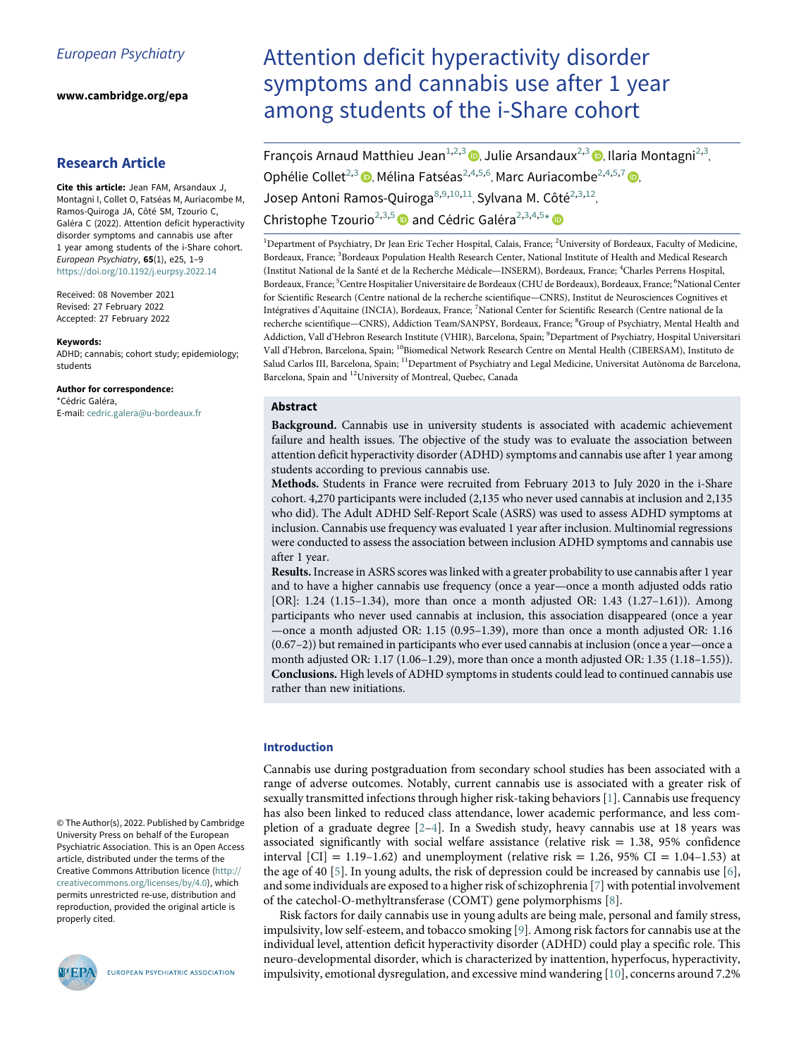European Psychiatry

www.cambridge.org/epa

## Research Article

**Cite this article:** Jean FAM, Arsandaux J, Montagni I, Collet O, Fatséas M, Auriacombe M, Ramos-Quiroga JA, Côté SM, Tzourio C, Galéra C (2022). Attention deficit hyperactivity disorder symptoms and cannabis use after 1 year among students of the i-Share cohort. *European Psychiatry*, **65**(1), e25, 1–9 https://doi.org/10.1192/j.eurpsy.2022.14

Received: 08 November 2021
Revised: 27 February 2022
Accepted: 27 February 2022

**Keywords:**
ADHD; cannabis; cohort study; epidemiology; students

**Author for correspondence:**
*Cédric Galéra,
E-mail: cedric.galera@u-bordeaux.fr

© The Author(s), 2022. Published by Cambridge University Press on behalf of the European Psychiatric Association. This is an Open Access article, distributed under the terms of the Creative Commons Attribution licence (http://creativecommons.org/licenses/by/4.0), which permits unrestricted re-use, distribution and reproduction, provided the original article is properly cited.

# Attention deficit hyperactivity disorder symptoms and cannabis use after 1 year among students of the i-Share cohort

François Arnaud Matthieu Jean[1,2,3], Julie Arsandaux[2,3], Ilaria Montagni[2,3], Ophélie Collet[2,3], Mélina Fatséas[2,4,5,6], Marc Auriacombe[2,4,5,7], Josep Antoni Ramos-Quiroga[8,9,10,11], Sylvana M. Côté[2,3,12], Christophe Tzourio[2,3,5] and Cédric Galéra[2,3,4,5]*

[1]Department of Psychiatry, Dr Jean Eric Techer Hospital, Calais, France; [2]University of Bordeaux, Faculty of Medicine, Bordeaux, France; [3]Bordeaux Population Health Research Center, National Institute of Health and Medical Research (Institut National de la Santé et de la Recherche Médicale—INSERM), Bordeaux, France; [4]Charles Perrens Hospital, Bordeaux, France; [5]Centre Hospitalier Universitaire de Bordeaux (CHU de Bordeaux), Bordeaux, France; [6]National Center for Scientific Research (Centre national de la recherche scientifique—CNRS), Institut de Neurosciences Cognitives et Intégratives d'Aquitaine (INCIA), Bordeaux, France; [7]National Center for Scientific Research (Centre national de la recherche scientifique—CNRS), Addiction Team/SANPSY, Bordeaux, France; [8]Group of Psychiatry, Mental Health and Addiction, Vall d'Hebron Research Institute (VHIR), Barcelona, Spain; [9]Department of Psychiatry, Hospital Universitari Vall d'Hebron, Barcelona, Spain; [10]Biomedical Network Research Centre on Mental Health (CIBERSAM), Instituto de Salud Carlos III, Barcelona, Spain; [11]Department of Psychiatry and Legal Medicine, Universitat Autònoma de Barcelona, Barcelona, Spain and [12]University of Montreal, Quebec, Canada

## Abstract

**Background.** Cannabis use in university students is associated with academic achievement failure and health issues. The objective of the study was to evaluate the association between attention deficit hyperactivity disorder (ADHD) symptoms and cannabis use after 1 year among students according to previous cannabis use.

**Methods.** Students in France were recruited from February 2013 to July 2020 in the i-Share cohort. 4,270 participants were included (2,135 who never used cannabis at inclusion and 2,135 who did). The Adult ADHD Self-Report Scale (ASRS) was used to assess ADHD symptoms at inclusion. Cannabis use frequency was evaluated 1 year after inclusion. Multinomial regressions were conducted to assess the association between inclusion ADHD symptoms and cannabis use after 1 year.

**Results.** Increase in ASRS scores was linked with a greater probability to use cannabis after 1 year and to have a higher cannabis use frequency (once a year—once a month adjusted odds ratio [OR]: 1.24 (1.15–1.34), more than once a month adjusted OR: 1.43 (1.27–1.61)). Among participants who never used cannabis at inclusion, this association disappeared (once a year—once a month adjusted OR: 1.15 (0.95–1.39), more than once a month adjusted OR: 1.16 (0.67–2)) but remained in participants who ever used cannabis at inclusion (once a year—once a month adjusted OR: 1.17 (1.06–1.29), more than once a month adjusted OR: 1.35 (1.18–1.55)).

**Conclusions.** High levels of ADHD symptoms in students could lead to continued cannabis use rather than new initiations.

## Introduction

Cannabis use during postgraduation from secondary school studies has been associated with a range of adverse outcomes. Notably, current cannabis use is associated with a greater risk of sexually transmitted infections through higher risk-taking behaviors [1]. Cannabis use frequency has also been linked to reduced class attendance, lower academic performance, and less completion of a graduate degree [2–4]. In a Swedish study, heavy cannabis use at 18 years was associated significantly with social welfare assistance (relative risk = 1.38, 95% confidence interval [CI] = 1.19–1.62) and unemployment (relative risk = 1.26, 95% CI = 1.04–1.53) at the age of 40 [5]. In young adults, the risk of depression could be increased by cannabis use [6], and some individuals are exposed to a higher risk of schizophrenia [7] with potential involvement of the catechol-O-methyltransferase (COMT) gene polymorphisms [8].

Risk factors for daily cannabis use in young adults are being male, personal and family stress, impulsivity, low self-esteem, and tobacco smoking [9]. Among risk factors for cannabis use at the individual level, attention deficit hyperactivity disorder (ADHD) could play a specific role. This neuro-developmental disorder, which is characterized by inattention, hyperfocus, hyperactivity, impulsivity, emotional dysregulation, and excessive mind wandering [10], concerns around 7.2%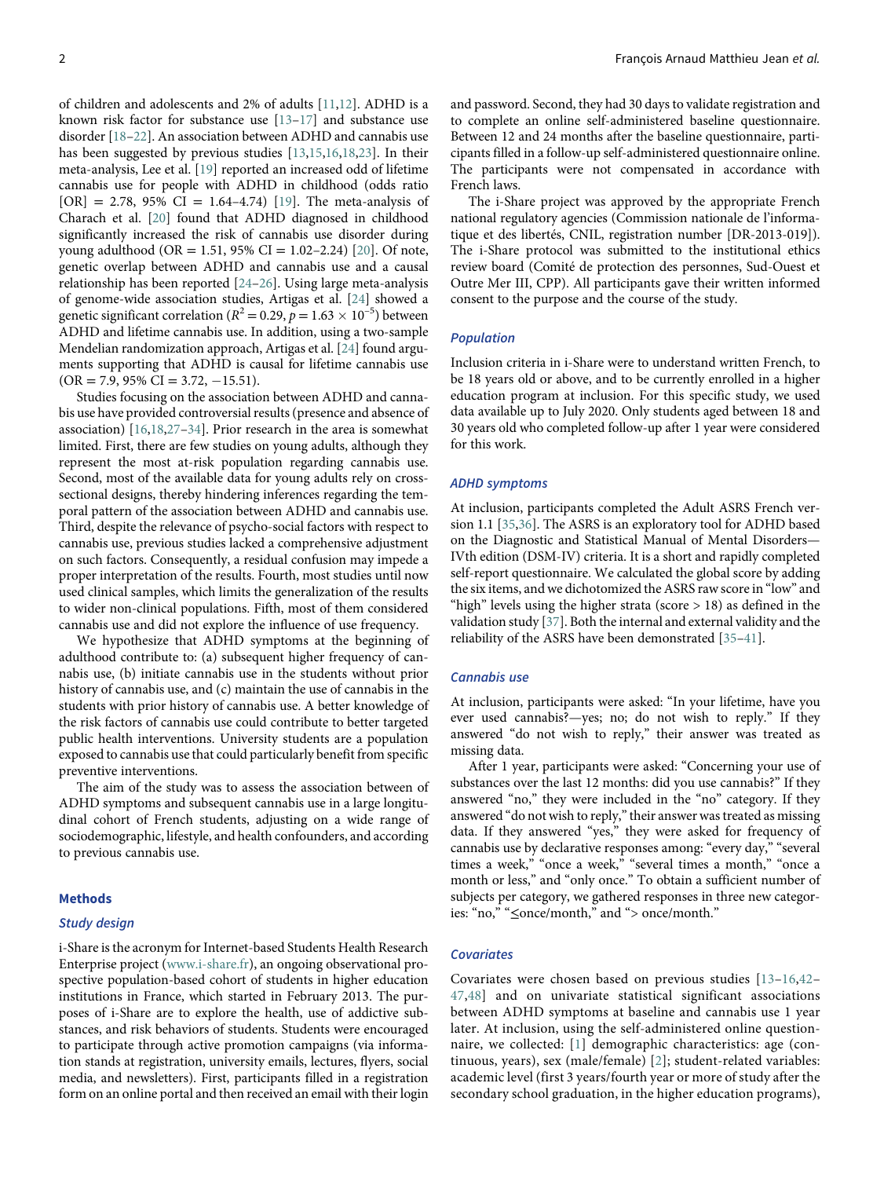of children and adolescents and 2% of adults [11,12]. ADHD is a known risk factor for substance use [13–17] and substance use disorder [18–22]. An association between ADHD and cannabis use has been suggested by previous studies [13,15,16,18,23]. In their meta-analysis, Lee et al. [19] reported an increased odd of lifetime cannabis use for people with ADHD in childhood (odds ratio [OR] = 2.78, 95% CI = 1.64–4.74) [19]. The meta-analysis of Charach et al. [20] found that ADHD diagnosed in childhood significantly increased the risk of cannabis use disorder during young adulthood (OR = 1.51, 95% CI = 1.02–2.24) [20]. Of note, genetic overlap between ADHD and cannabis use and a causal relationship has been reported [24–26]. Using large meta-analysis of genome-wide association studies, Artigas et al. [24] showed a genetic significant correlation ($R^2 = 0.29$, $p = 1.63 \times 10^{-5}$) between ADHD and lifetime cannabis use. In addition, using a two-sample Mendelian randomization approach, Artigas et al. [24] found arguments supporting that ADHD is causal for lifetime cannabis use (OR = 7.9, 95% CI = 3.72, −15.51).

Studies focusing on the association between ADHD and cannabis use have provided controversial results (presence and absence of association) [16,18,27–34]. Prior research in the area is somewhat limited. First, there are few studies on young adults, although they represent the most at-risk population regarding cannabis use. Second, most of the available data for young adults rely on cross-sectional designs, thereby hindering inferences regarding the temporal pattern of the association between ADHD and cannabis use. Third, despite the relevance of psycho-social factors with respect to cannabis use, previous studies lacked a comprehensive adjustment on such factors. Consequently, a residual confusion may impede a proper interpretation of the results. Fourth, most studies until now used clinical samples, which limits the generalization of the results to wider non-clinical populations. Fifth, most of them considered cannabis use and did not explore the influence of use frequency.

We hypothesize that ADHD symptoms at the beginning of adulthood contribute to: (a) subsequent higher frequency of cannabis use, (b) initiate cannabis use in the students without prior history of cannabis use, and (c) maintain the use of cannabis in the students with prior history of cannabis use. A better knowledge of the risk factors of cannabis use could contribute to better targeted public health interventions. University students are a population exposed to cannabis use that could particularly benefit from specific preventive interventions.

The aim of the study was to assess the association between of ADHD symptoms and subsequent cannabis use in a large longitudinal cohort of French students, adjusting on a wide range of sociodemographic, lifestyle, and health confounders, and according to previous cannabis use.

## Methods

### Study design

i-Share is the acronym for Internet-based Students Health Research Enterprise project (www.i-share.fr), an ongoing observational prospective population-based cohort of students in higher education institutions in France, which started in February 2013. The purposes of i-Share are to explore the health, use of addictive substances, and risk behaviors of students. Students were encouraged to participate through active promotion campaigns (via information stands at registration, university emails, lectures, flyers, social media, and newsletters). First, participants filled in a registration form on an online portal and then received an email with their login and password. Second, they had 30 days to validate registration and to complete an online self-administered baseline questionnaire. Between 12 and 24 months after the baseline questionnaire, participants filled in a follow-up self-administered questionnaire online. The participants were not compensated in accordance with French laws.

The i-Share project was approved by the appropriate French national regulatory agencies (Commission nationale de l'informatique et des libertés, CNIL, registration number [DR-2013-019]). The i-Share protocol was submitted to the institutional ethics review board (Comité de protection des personnes, Sud-Ouest et Outre Mer III, CPP). All participants gave their written informed consent to the purpose and the course of the study.

### Population

Inclusion criteria in i-Share were to understand written French, to be 18 years old or above, and to be currently enrolled in a higher education program at inclusion. For this specific study, we used data available up to July 2020. Only students aged between 18 and 30 years old who completed follow-up after 1 year were considered for this work.

### ADHD symptoms

At inclusion, participants completed the Adult ASRS French version 1.1 [35,36]. The ASRS is an exploratory tool for ADHD based on the Diagnostic and Statistical Manual of Mental Disorders—IVth edition (DSM-IV) criteria. It is a short and rapidly completed self-report questionnaire. We calculated the global score by adding the six items, and we dichotomized the ASRS raw score in "low" and "high" levels using the higher strata (score > 18) as defined in the validation study [37]. Both the internal and external validity and the reliability of the ASRS have been demonstrated [35–41].

### Cannabis use

At inclusion, participants were asked: "In your lifetime, have you ever used cannabis?—yes; no; do not wish to reply." If they answered "do not wish to reply," their answer was treated as missing data.

After 1 year, participants were asked: "Concerning your use of substances over the last 12 months: did you use cannabis?" If they answered "no," they were included in the "no" category. If they answered "do not wish to reply," their answer was treated as missing data. If they answered "yes," they were asked for frequency of cannabis use by declarative responses among: "every day," "several times a week," "once a week," "several times a month," "once a month or less," and "only once." To obtain a sufficient number of subjects per category, we gathered responses in three new categories: "no," "≤once/month," and "> once/month."

### Covariates

Covariates were chosen based on previous studies [13–16,42–47,48] and on univariate statistical significant associations between ADHD symptoms at baseline and cannabis use 1 year later. At inclusion, using the self-administered online questionnaire, we collected: [1] demographic characteristics: age (continuous, years), sex (male/female) [2]; student-related variables: academic level (first 3 years/fourth year or more of study after the secondary school graduation, in the higher education programs),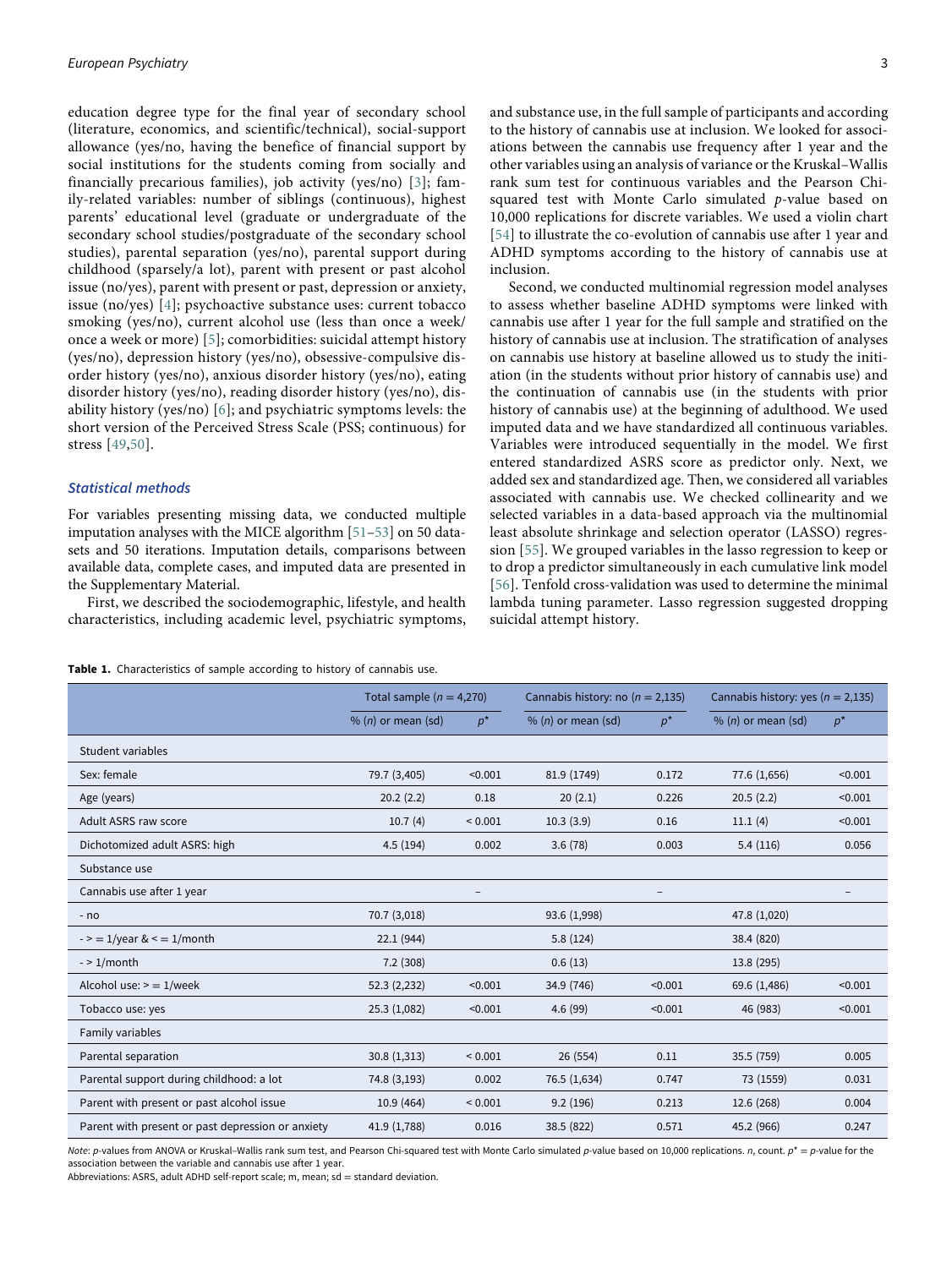education degree type for the final year of secondary school (literature, economics, and scientific/technical), social-support allowance (yes/no, having the benefit of financial support by social institutions for the students coming from socially and financially precarious families), job activity (yes/no) [3]; family-related variables: number of siblings (continuous), highest parents' educational level (graduate or undergraduate of the secondary school studies/postgraduate of the secondary school studies), parental separation (yes/no), parental support during childhood (sparsely/a lot), parent with present or past alcohol issue (no/yes), parent with present or past, depression or anxiety, issue (no/yes) [4]; psychoactive substance uses: current tobacco smoking (yes/no), current alcohol use (less than once a week/once a week or more) [5]; comorbidities: suicidal attempt history (yes/no), depression history (yes/no), obsessive-compulsive disorder history (yes/no), anxious disorder history (yes/no), eating disorder history (yes/no), reading disorder history (yes/no), disability history (yes/no) [6]; and psychiatric symptoms levels: the short version of the Perceived Stress Scale (PSS; continuous) for stress [49,50].

### Statistical methods

For variables presenting missing data, we conducted multiple imputation analyses with the MICE algorithm [51–53] on 50 datasets and 50 iterations. Imputation details, comparisons between available data, complete cases, and imputed data are presented in the Supplementary Material.

First, we described the sociodemographic, lifestyle, and health characteristics, including academic level, psychiatric symptoms, and substance use, in the full sample of participants and according to the history of cannabis use at inclusion. We looked for associations between the cannabis use frequency after 1 year and the other variables using an analysis of variance or the Kruskal–Wallis rank sum test for continuous variables and the Pearson Chi-squared test with Monte Carlo simulated $p$-value based on 10,000 replications for discrete variables. We used a violin chart [54] to illustrate the co-evolution of cannabis use after 1 year and ADHD symptoms according to the history of cannabis use at inclusion.

Second, we conducted multinomial regression model analyses to assess whether baseline ADHD symptoms were linked with cannabis use after 1 year for the full sample and stratified on the history of cannabis use at inclusion. The stratification of analyses on cannabis use history at baseline allowed us to study the initiation (in the students without prior history of cannabis use) and the continuation of cannabis use (in the students with prior history of cannabis use) at the beginning of adulthood. We used imputed data and we have standardized all continuous variables. Variables were introduced sequentially in the model. We first entered standardized ASRS score as predictor only. Next, we added sex and standardized age. Then, we considered all variables associated with cannabis use. We checked collinearity and we selected variables in a data-based approach via the multinomial least absolute shrinkage and selection operator (LASSO) regression [55]. We grouped variables in the lasso regression to keep or to drop a predictor simultaneously in each cumulative link model [56]. Tenfold cross-validation was used to determine the minimal lambda tuning parameter. Lasso regression suggested dropping suicidal attempt history.

**Table 1.** Characteristics of sample according to history of cannabis use.

| | Total sample ($n$ = 4,270) | | Cannabis history: no ($n$ = 2,135) | | Cannabis history: yes ($n$ = 2,135) | |
|---|---|---|---|---|---|---|
| | % ($n$) or mean (sd) | $p^*$ | % ($n$) or mean (sd) | $p^*$ | % ($n$) or mean (sd) | $p^*$ |
| Student variables | | | | | | |
| Sex: female | 79.7 (3,405) | <0.001 | 81.9 (1749) | 0.172 | 77.6 (1,656) | <0.001 |
| Age (years) | 20.2 (2.2) | 0.18 | 20 (2.1) | 0.226 | 20.5 (2.2) | <0.001 |
| Adult ASRS raw score | 10.7 (4) | < 0.001 | 10.3 (3.9) | 0.16 | 11.1 (4) | <0.001 |
| Dichotomized adult ASRS: high | 4.5 (194) | 0.002 | 3.6 (78) | 0.003 | 5.4 (116) | 0.056 |
| Substance use | | | | | | |
| Cannabis use after 1 year | | – | | – | | – |
| - no | 70.7 (3,018) | | 93.6 (1,998) | | 47.8 (1,020) | |
| - > = 1/year & < = 1/month | 22.1 (944) | | 5.8 (124) | | 38.4 (820) | |
| - > 1/month | 7.2 (308) | | 0.6 (13) | | 13.8 (295) | |
| Alcohol use: > = 1/week | 52.3 (2,232) | <0.001 | 34.9 (746) | <0.001 | 69.6 (1,486) | <0.001 |
| Tobacco use: yes | 25.3 (1,082) | <0.001 | 4.6 (99) | <0.001 | 46 (983) | <0.001 |
| Family variables | | | | | | |
| Parental separation | 30.8 (1,313) | < 0.001 | 26 (554) | 0.11 | 35.5 (759) | 0.005 |
| Parental support during childhood: a lot | 74.8 (3,193) | 0.002 | 76.5 (1,634) | 0.747 | 73 (1559) | 0.031 |
| Parent with present or past alcohol issue | 10.9 (464) | < 0.001 | 9.2 (196) | 0.213 | 12.6 (268) | 0.004 |
| Parent with present or past depression or anxiety | 41.9 (1,788) | 0.016 | 38.5 (822) | 0.571 | 45.2 (966) | 0.247 |

*Note*: $p$-values from ANOVA or Kruskal–Wallis rank sum test, and Pearson Chi-squared test with Monte Carlo simulated $p$-value based on 10,000 replications. $n$, count. $p^*$ = $p$-value for the association between the variable and cannabis use after 1 year.

Abbreviations: ASRS, adult ADHD self-report scale; m, mean; sd = standard deviation.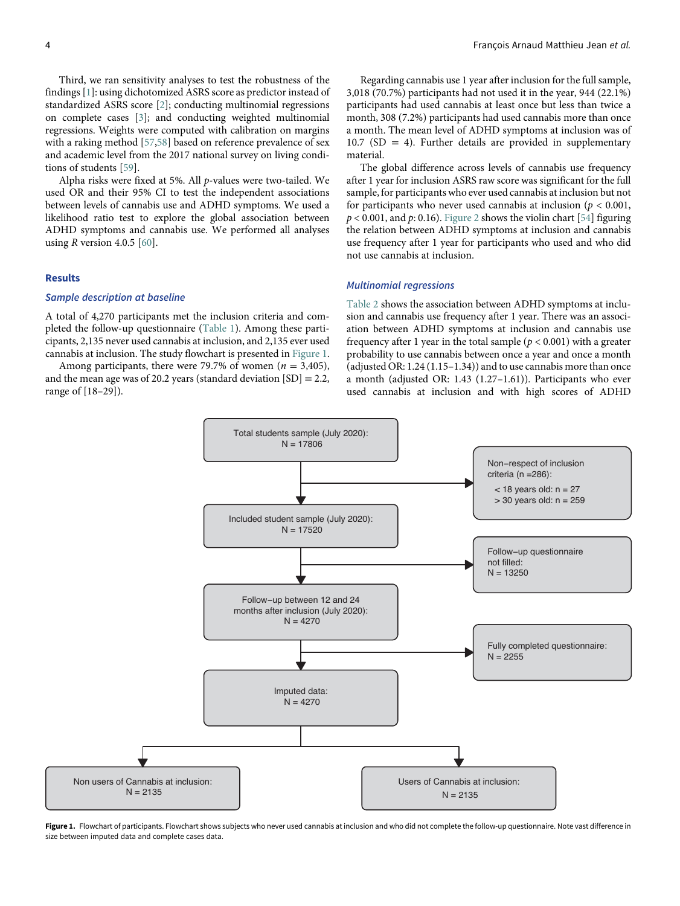Third, we ran sensitivity analyses to test the robustness of the findings [1]: using dichotomized ASRS score as predictor instead of standardized ASRS score [2]; conducting multinomial regressions on complete cases [3]; and conducting weighted multinomial regressions. Weights were computed with calibration on margins with a raking method [57,58] based on reference prevalence of sex and academic level from the 2017 national survey on living conditions of students [59].

Alpha risks were fixed at 5%. All *p*-values were two-tailed. We used OR and their 95% CI to test the independent associations between levels of cannabis use and ADHD symptoms. We used a likelihood ratio test to explore the global association between ADHD symptoms and cannabis use. We performed all analyses using *R* version 4.0.5 [60].

## Results

### Sample description at baseline

A total of 4,270 participants met the inclusion criteria and completed the follow-up questionnaire (Table 1). Among these participants, 2,135 never used cannabis at inclusion, and 2,135 ever used cannabis at inclusion. The study flowchart is presented in Figure 1.

Among participants, there were 79.7% of women ($n = 3{,}405$), and the mean age was of 20.2 years (standard deviation [SD] = 2.2, range of [18–29]).

Regarding cannabis use 1 year after inclusion for the full sample, 3,018 (70.7%) participants had not used it in the year, 944 (22.1%) participants had used cannabis at least once but less than twice a month, 308 (7.2%) participants had used cannabis more than once a month. The mean level of ADHD symptoms at inclusion was of 10.7 (SD = 4). Further details are provided in supplementary material.

The global difference across levels of cannabis use frequency after 1 year for inclusion ASRS raw score was significant for the full sample, for participants who ever used cannabis at inclusion but not for participants who never used cannabis at inclusion ($p < 0.001$, $p < 0.001$, and $p$: 0.16). Figure 2 shows the violin chart [54] figuring the relation between ADHD symptoms at inclusion and cannabis use frequency after 1 year for participants who used and who did not use cannabis at inclusion.

### Multinomial regressions

Table 2 shows the association between ADHD symptoms at inclusion and cannabis use frequency after 1 year. There was an association between ADHD symptoms at inclusion and cannabis use frequency after 1 year in the total sample ($p < 0.001$) with a greater probability to use cannabis between once a year and once a month (adjusted OR: 1.24 (1.15–1.34)) and to use cannabis more than once a month (adjusted OR: 1.43 (1.27–1.61)). Participants who ever used cannabis at inclusion and with high scores of ADHD

Total students sample (July 2020): N = 17806

Non–respect of inclusion criteria (n =286): < 18 years old: n = 27; > 30 years old: n = 259

Included student sample (July 2020): N = 17520

Follow–up questionnaire not filled: N = 13250

Follow–up between 12 and 24 months after inclusion (July 2020): N = 4270

Fully completed questionnaire: N = 2255

Imputed data: N = 4270

Non users of Cannabis at inclusion: N = 2135

Users of Cannabis at inclusion: N = 2135

**Figure 1.** Flowchart of participants. Flowchart shows subjects who never used cannabis at inclusion and who did not complete the follow-up questionnaire. Note vast difference in size between imputed data and complete cases data.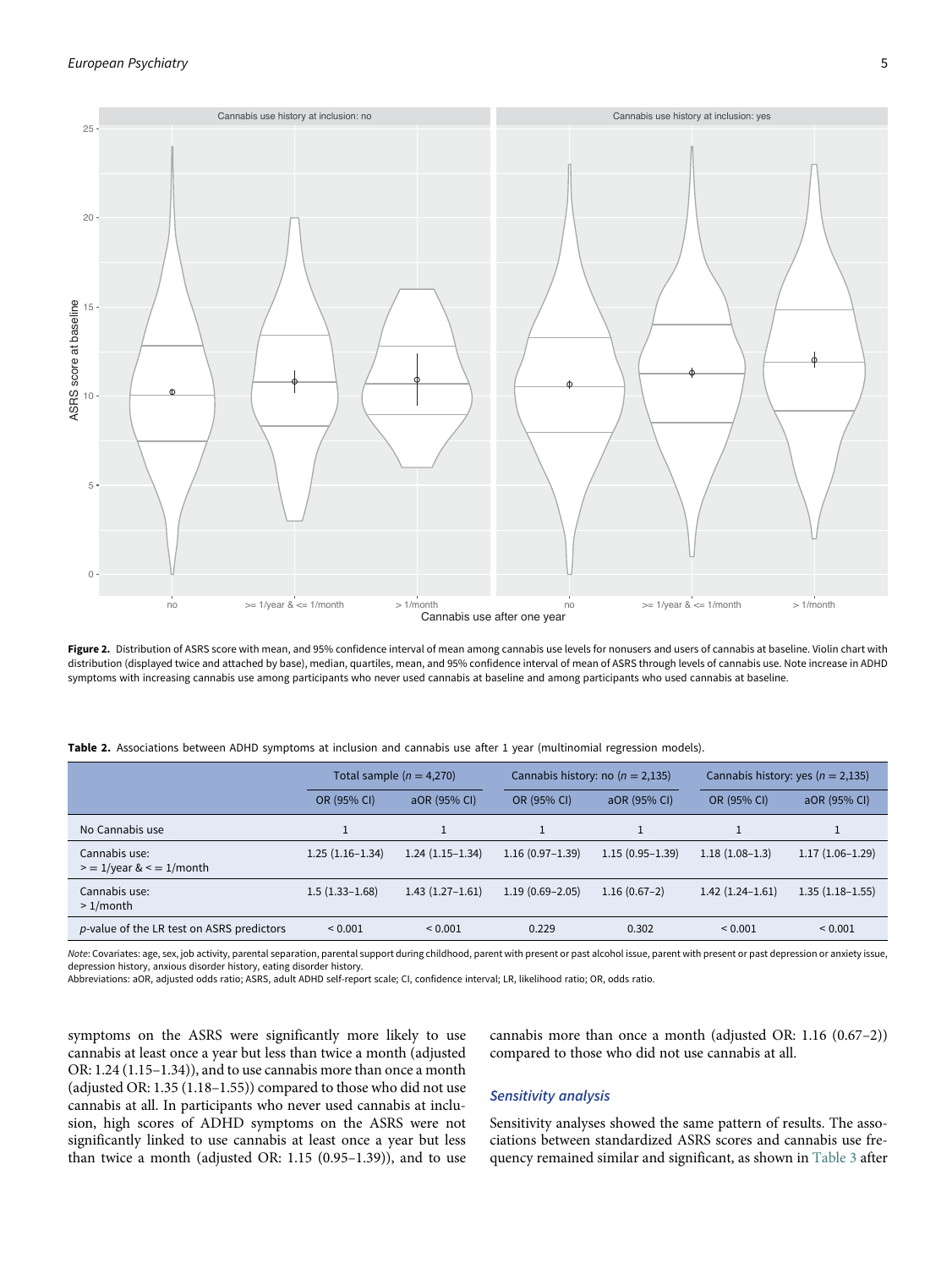**Figure 2.** Distribution of ASRS score with mean, and 95% confidence interval of mean among cannabis use levels for nonusers and users of cannabis at baseline. Violin chart with distribution (displayed twice and attached by base), median, quartiles, mean, and 95% confidence interval of mean of ASRS through levels of cannabis use. Note increase in ADHD symptoms with increasing cannabis use among participants who never used cannabis at baseline and among participants who used cannabis at baseline.

**Table 2.** Associations between ADHD symptoms at inclusion and cannabis use after 1 year (multinomial regression models).

| | Total sample ($n$ = 4,270) | | Cannabis history: no ($n$ = 2,135) | | Cannabis history: yes ($n$ = 2,135) | |
|---|---|---|---|---|---|---|
| | OR (95% CI) | aOR (95% CI) | OR (95% CI) | aOR (95% CI) | OR (95% CI) | aOR (95% CI) |
| No Cannabis use | 1 | 1 | 1 | 1 | 1 | 1 |
| Cannabis use: > = 1/year & < = 1/month | 1.25 (1.16–1.34) | 1.24 (1.15–1.34) | 1.16 (0.97–1.39) | 1.15 (0.95–1.39) | 1.18 (1.08–1.3) | 1.17 (1.06–1.29) |
| Cannabis use: > 1/month | 1.5 (1.33–1.68) | 1.43 (1.27–1.61) | 1.19 (0.69–2.05) | 1.16 (0.67–2) | 1.42 (1.24–1.61) | 1.35 (1.18–1.55) |
| *p*-value of the LR test on ASRS predictors | < 0.001 | < 0.001 | 0.229 | 0.302 | < 0.001 | < 0.001 |

*Note*: Covariates: age, sex, job activity, parental separation, parental support during childhood, parent with present or past alcohol issue, parent with present or past depression or anxiety issue, depression history, anxious disorder history, eating disorder history.
Abbreviations: aOR, adjusted odds ratio; ASRS, adult ADHD self-report scale; CI, confidence interval; LR, likelihood ratio; OR, odds ratio.

symptoms on the ASRS were significantly more likely to use cannabis at least once a year but less than twice a month (adjusted OR: 1.24 (1.15–1.34)), and to use cannabis more than once a month (adjusted OR: 1.35 (1.18–1.55)) compared to those who did not use cannabis at all. In participants who never used cannabis at inclusion, high scores of ADHD symptoms on the ASRS were not significantly linked to use cannabis at least once a year but less than twice a month (adjusted OR: 1.15 (0.95–1.39)), and to use cannabis more than once a month (adjusted OR: 1.16 (0.67–2)) compared to those who did not use cannabis at all.

### Sensitivity analysis

Sensitivity analyses showed the same pattern of results. The associations between standardized ASRS scores and cannabis use frequency remained similar and significant, as shown in Table 3 after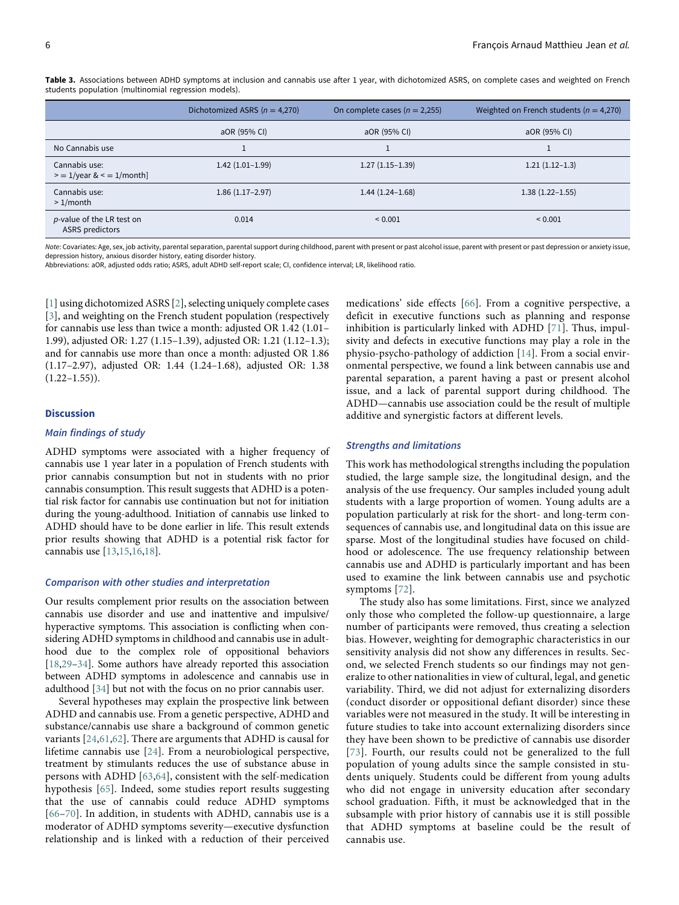**Table 3.** Associations between ADHD symptoms at inclusion and cannabis use after 1 year, with dichotomized ASRS, on complete cases and weighted on French students population (multinomial regression models).

| | Dichotomized ASRS ($n = 4,270$) | On complete cases ($n = 2,255$) | Weighted on French students ($n = 4,270$) |
|---|---|---|---|
| | aOR (95% CI) | aOR (95% CI) | aOR (95% CI) |
| No Cannabis use | 1 | 1 | 1 |
| Cannabis use: >= 1/year & <= 1/month] | 1.42 (1.01–1.99) | 1.27 (1.15–1.39) | 1.21 (1.12–1.3) |
| Cannabis use: > 1/month | 1.86 (1.17–2.97) | 1.44 (1.24–1.68) | 1.38 (1.22–1.55) |
| *p*-value of the LR test on ASRS predictors | 0.014 | < 0.001 | < 0.001 |

*Note:* Covariates: Age, sex, job activity, parental separation, parental support during childhood, parent with present or past alcohol issue, parent with present or past depression or anxiety issue, depression history, anxious disorder history, eating disorder history.
Abbreviations: aOR, adjusted odds ratio; ASRS, adult ADHD self-report scale; CI, confidence interval; LR, likelihood ratio.

[1] using dichotomized ASRS [2], selecting uniquely complete cases [3], and weighting on the French student population (respectively for cannabis use less than twice a month: adjusted OR 1.42 (1.01–1.99), adjusted OR: 1.27 (1.15–1.39), adjusted OR: 1.21 (1.12–1.3); and for cannabis use more than once a month: adjusted OR 1.86 (1.17–2.97), adjusted OR: 1.44 (1.24–1.68), adjusted OR: 1.38 (1.22–1.55)).

## Discussion

### *Main findings of study*

ADHD symptoms were associated with a higher frequency of cannabis use 1 year later in a population of French students with prior cannabis consumption but not in students with no prior cannabis consumption. This result suggests that ADHD is a potential risk factor for cannabis use continuation but not for initiation during the young-adulthood. Initiation of cannabis use linked to ADHD should have to be done earlier in life. This result extends prior results showing that ADHD is a potential risk factor for cannabis use [13,15,16,18].

### *Comparison with other studies and interpretation*

Our results complement prior results on the association between cannabis use disorder and use and inattentive and impulsive/hyperactive symptoms. This association is conflicting when considering ADHD symptoms in childhood and cannabis use in adulthood due to the complex role of oppositional behaviors [18,29–34]. Some authors have already reported this association between ADHD symptoms in adolescence and cannabis use in adulthood [34] but not with the focus on no prior cannabis user.

Several hypotheses may explain the prospective link between ADHD and cannabis use. From a genetic perspective, ADHD and substance/cannabis use share a background of common genetic variants [24,61,62]. There are arguments that ADHD is causal for lifetime cannabis use [24]. From a neurobiological perspective, treatment by stimulants reduces the use of substance abuse in persons with ADHD [63,64], consistent with the self-medication hypothesis [65]. Indeed, some studies report results suggesting that the use of cannabis could reduce ADHD symptoms [66–70]. In addition, in students with ADHD, cannabis use is a moderator of ADHD symptoms severity—executive dysfunction relationship and is linked with a reduction of their perceived medications' side effects [66]. From a cognitive perspective, a deficit in executive functions such as planning and response inhibition is particularly linked with ADHD [71]. Thus, impulsivity and defects in executive functions may play a role in the physio-psycho-pathology of addiction [14]. From a social environmental perspective, we found a link between cannabis use and parental separation, a parent having a past or present alcohol issue, and a lack of parental support during childhood. The ADHD—cannabis use association could be the result of multiple additive and synergistic factors at different levels.

### *Strengths and limitations*

This work has methodological strengths including the population studied, the large sample size, the longitudinal design, and the analysis of the use frequency. Our samples included young adult students with a large proportion of women. Young adults are a population particularly at risk for the short- and long-term consequences of cannabis use, and longitudinal data on this issue are sparse. Most of the longitudinal studies have focused on childhood or adolescence. The use frequency relationship between cannabis use and ADHD is particularly important and has been used to examine the link between cannabis use and psychotic symptoms [72].

The study also has some limitations. First, since we analyzed only those who completed the follow-up questionnaire, a large number of participants were removed, thus creating a selection bias. However, weighting for demographic characteristics in our sensitivity analysis did not show any differences in results. Second, we selected French students so our findings may not generalize to other nationalities in view of cultural, legal, and genetic variability. Third, we did not adjust for externalizing disorders (conduct disorder or oppositional defiant disorder) since these variables were not measured in the study. It will be interesting in future studies to take into account externalizing disorders since they have been shown to be predictive of cannabis use disorder [73]. Fourth, our results could not be generalized to the full population of young adults since the sample consisted in students uniquely. Students could be different from young adults who did not engage in university education after secondary school graduation. Fifth, it must be acknowledged that in the subsample with prior history of cannabis use it is still possible that ADHD symptoms at baseline could be the result of cannabis use.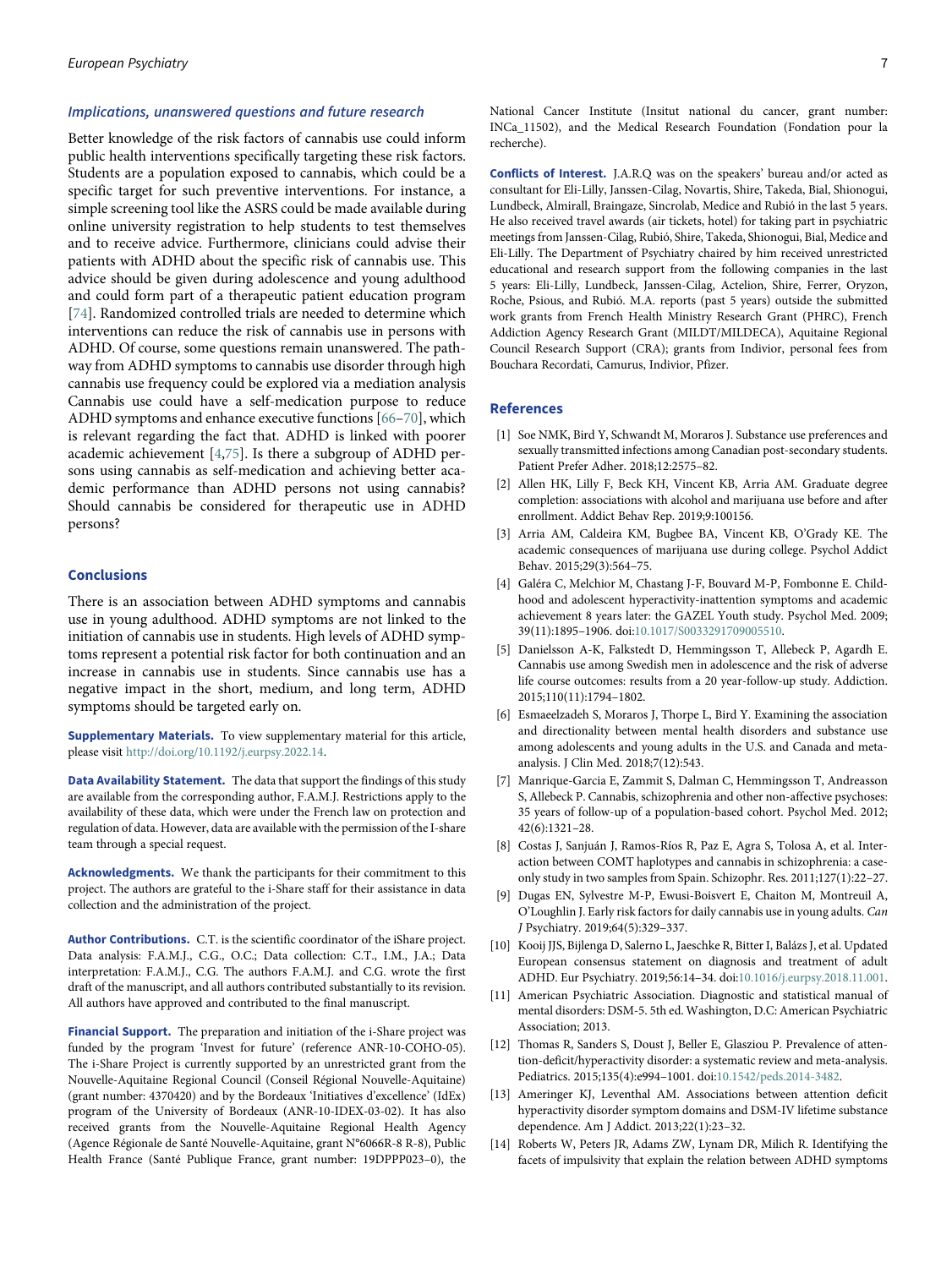### *Implications, unanswered questions and future research*

Better knowledge of the risk factors of cannabis use could inform public health interventions specifically targeting these risk factors. Students are a population exposed to cannabis, which could be a specific target for such preventive interventions. For instance, a simple screening tool like the ASRS could be made available during online university registration to help students to test themselves and to receive advice. Furthermore, clinicians could advise their patients with ADHD about the specific risk of cannabis use. This advice should be given during adolescence and young adulthood and could form part of a therapeutic patient education program [74]. Randomized controlled trials are needed to determine which interventions can reduce the risk of cannabis use in persons with ADHD. Of course, some questions remain unanswered. The pathway from ADHD symptoms to cannabis use disorder through high cannabis use frequency could be explored via a mediation analysis Cannabis use could have a self-medication purpose to reduce ADHD symptoms and enhance executive functions [66–70], which is relevant regarding the fact that. ADHD is linked with poorer academic achievement [4,75]. Is there a subgroup of ADHD persons using cannabis as self-medication and achieving better academic performance than ADHD persons not using cannabis? Should cannabis be considered for therapeutic use in ADHD persons?

## Conclusions

There is an association between ADHD symptoms and cannabis use in young adulthood. ADHD symptoms are not linked to the initiation of cannabis use in students. High levels of ADHD symptoms represent a potential risk factor for both continuation and an increase in cannabis use in students. Since cannabis use has a negative impact in the short, medium, and long term, ADHD symptoms should be targeted early on.

**Supplementary Materials.** To view supplementary material for this article, please visit http://doi.org/10.1192/j.eurpsy.2022.14.

**Data Availability Statement.** The data that support the findings of this study are available from the corresponding author, F.A.M.J. Restrictions apply to the availability of these data, which were under the French law on protection and regulation of data. However, data are available with the permission of the I-share team through a special request.

**Acknowledgments.** We thank the participants for their commitment to this project. The authors are grateful to the i-Share staff for their assistance in data collection and the administration of the project.

**Author Contributions.** C.T. is the scientific coordinator of the iShare project. Data analysis: F.A.M.J., C.G., O.C.; Data collection: C.T., I.M., J.A.; Data interpretation: F.A.M.J., C.G. The authors F.A.M.J. and C.G. wrote the first draft of the manuscript, and all authors contributed substantially to its revision. All authors have approved and contributed to the final manuscript.

**Financial Support.** The preparation and initiation of the i-Share project was funded by the program 'Invest for future' (reference ANR-10-COHO-05). The i-Share Project is currently supported by an unrestricted grant from the Nouvelle-Aquitaine Regional Council (Conseil Régional Nouvelle-Aquitaine) (grant number: 4370420) and by the Bordeaux 'Initiatives d'excellence' (IdEx) program of the University of Bordeaux (ANR-10-IDEX-03-02). It has also received grants from the Nouvelle-Aquitaine Regional Health Agency (Agence Régionale de Santé Nouvelle-Aquitaine, grant N°6066R-8 R-8), Public Health France (Santé Publique France, grant number: 19DPPP023–0), the National Cancer Institute (Insitut national du cancer, grant number: INCa_11502), and the Medical Research Foundation (Fondation pour la recherche).

**Conflicts of Interest.** J.A.R.Q was on the speakers' bureau and/or acted as consultant for Eli-Lilly, Janssen-Cilag, Novartis, Shire, Takeda, Bial, Shionogui, Lundbeck, Almirall, Braingaze, Sincrolab, Medice and Rubió in the last 5 years. He also received travel awards (air tickets, hotel) for taking part in psychiatric meetings from Janssen-Cilag, Rubió, Shire, Takeda, Shionogui, Bial, Medice and Eli-Lilly. The Department of Psychiatry chaired by him received unrestricted educational and research support from the following companies in the last 5 years: Eli-Lilly, Lundbeck, Janssen-Cilag, Actelion, Shire, Ferrer, Oryzon, Roche, Psious, and Rubió. M.A. reports (past 5 years) outside the submitted work grants from French Health Ministry Research Grant (PHRC), French Addiction Agency Research Grant (MILDT/MILDECA), Aquitaine Regional Council Research Support (CRA); grants from Indivior, personal fees from Bouchara Recordati, Camurus, Indivior, Pfizer.

## References

[1] Soe NMK, Bird Y, Schwandt M, Moraros J. Substance use preferences and sexually transmitted infections among Canadian post-secondary students. Patient Prefer Adher. 2018;12:2575–82.

[2] Allen HK, Lilly F, Beck KH, Vincent KB, Arria AM. Graduate degree completion: associations with alcohol and marijuana use before and after enrollment. Addict Behav Rep. 2019;9:100156.

[3] Arria AM, Caldeira KM, Bugbee BA, Vincent KB, O'Grady KE. The academic consequences of marijuana use during college. Psychol Addict Behav. 2015;29(3):564–75.

[4] Galéra C, Melchior M, Chastang J-F, Bouvard M-P, Fombonne E. Childhood and adolescent hyperactivity-inattention symptoms and academic achievement 8 years later: the GAZEL Youth study. Psychol Med. 2009; 39(11):1895–1906. doi:10.1017/S0033291709005510.

[5] Danielsson A-K, Falkstedt D, Hemmingsson T, Allebeck P, Agardh E. Cannabis use among Swedish men in adolescence and the risk of adverse life course outcomes: results from a 20 year-follow-up study. Addiction. 2015;110(11):1794–1802.

[6] Esmaeelzadeh S, Moraros J, Thorpe L, Bird Y. Examining the association and directionality between mental health disorders and substance use among adolescents and young adults in the U.S. and Canada and meta-analysis. J Clin Med. 2018;7(12):543.

[7] Manrique-Garcia E, Zammit S, Dalman C, Hemmingsson T, Andreasson S, Allebeck P. Cannabis, schizophrenia and other non-affective psychoses: 35 years of follow-up of a population-based cohort. Psychol Med. 2012; 42(6):1321–28.

[8] Costas J, Sanjuán J, Ramos-Ríos R, Paz E, Agra S, Tolosa A, et al. Interaction between COMT haplotypes and cannabis in schizophrenia: a case-only study in two samples from Spain. Schizophr. Res. 2011;127(1):22–27.

[9] Dugas EN, Sylvestre M-P, Ewusi-Boisvert E, Chaiton M, Montreuil A, O'Loughlin J. Early risk factors for daily cannabis use in young adults. *Can J* Psychiatry. 2019;64(5):329–337.

[10] Kooij JJS, Bijlenga D, Salerno L, Jaeschke R, Bitter I, Balázs J, et al. Updated European consensus statement on diagnosis and treatment of adult ADHD. Eur Psychiatry. 2019;56:14–34. doi:10.1016/j.eurpsy.2018.11.001.

[11] American Psychiatric Association. Diagnostic and statistical manual of mental disorders: DSM-5. 5th ed. Washington, D.C: American Psychiatric Association; 2013.

[12] Thomas R, Sanders S, Doust J, Beller E, Glasziou P. Prevalence of attention-deficit/hyperactivity disorder: a systematic review and meta-analysis. Pediatrics. 2015;135(4):e994–1001. doi:10.1542/peds.2014-3482.

[13] Ameringer KJ, Leventhal AM. Associations between attention deficit hyperactivity disorder symptom domains and DSM-IV lifetime substance dependence. Am J Addict. 2013;22(1):23–32.

[14] Roberts W, Peters JR, Adams ZW, Lynam DR, Milich R. Identifying the facets of impulsivity that explain the relation between ADHD symptoms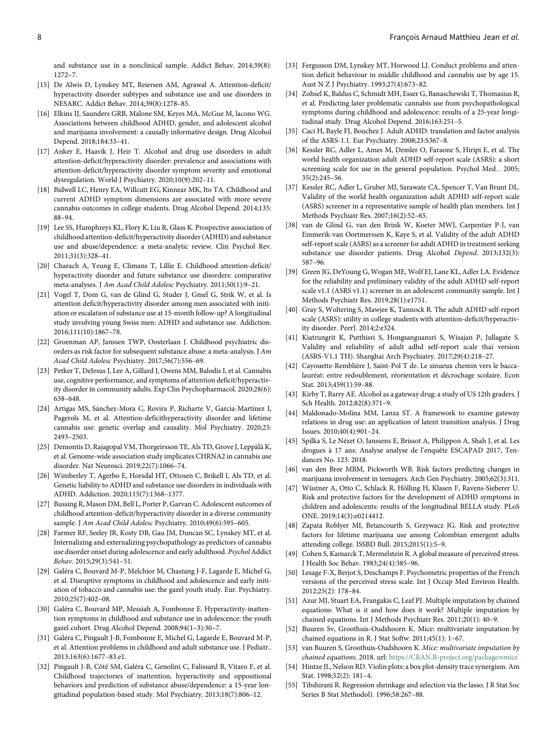and substance use in a nonclinical sample. Addict Behav. 2014;39(8): 1272–7.

[15] De Alwis D, Lynskey MT, Reiersen AM, Agrawal A. Attention-deficit/hyperactivity disorder subtypes and substance use and use disorders in NESARC. Addict Behav. 2014;39(8):1278–85.

[16] Elkins IJ, Saunders GRB, Malone SM, Keyes MA, McGue M, Iacono WG. Associations between childhood ADHD, gender, and adolescent alcohol and marijuana involvement: a causally informative design. Drug Alcohol Depend. 2018;184:33–41.

[17] Anker E, Haavik J, Heir T. Alcohol and drug use disorders in adult attention-deficit/hyperactivity disorder: prevalence and associations with attention-deficit/hyperactivity disorder symptom severity and emotional dysregulation. World J Psychiatry. 2020;10(9):202–11.

[18] Bidwell LC, Henry EA, Willcutt EG, Kinnear MK, Ito TA. Childhood and current ADHD symptom dimensions are associated with more severe cannabis outcomes in college students. Drug Alcohol Depend. 2014;135: 88–94.

[19] Lee SS, Humphreys KL, Flory K, Liu R, Glass K. Prospective association of childhood attention-deficit/hyperactivity disorder (ADHD) and substance use and abuse/dependence: a meta-analytic review. Clin Psychol Rev. 2011;31(3):328–41.

[20] Charach A, Yeung E, Climans T, Lillie E. Childhood attention-deficit/hyperactivity disorder and future substance use disorders: comparative meta-analyses. J *Am Acad Child Adolesc* Psychiatry. 2011;50(1):9–21.

[21] Vogel T, Dom G, van de Glind G, Studer J, Gmel G, Strik W, et al. Is attention deficit/hyperactivity disorder among men associated with initiation or escalation of substance use at 15-month follow-up? A longitudinal study involving young Swiss men: ADHD and substance use. Addiction. 2016;111(10):1867–78.

[22] Groenman AP, Janssen TWP, Oosterlaan J. Childhood psychiatric disorders as risk factor for subsequent substance abuse: a meta-analysis. J *Am Acad Child Adolesc* Psychiatry. 2017;56(7):556–69.

[23] Petker T, DeJesus J, Lee A, Gillard J, Owens MM, Balodis I, et al. Cannabis use, cognitive performance, and symptoms of attention deficit/hyperactivity disorder in community adults. Exp Clin Psychopharmacol. 2020;28(6): 638–648.

[24] Artigas MS, Sánchez-Mora C, Rovira P, Richarte V, Garcia-Martínez I, Pagerols M, et al. Attention-deficithyperactivity disorder and lifetime cannabis use: genetic overlap and causality. Mol Psychiatry. 2020;25: 2493–2503.

[25] Demontis D, Rajagopal VM, Thorgeirsson TE, Als TD, Grove J, Leppälä K, et al. Genome-wide association study implicates CHRNA2 in cannabis use disorder. Nat Neurosci. 2019;22(7):1066–74.

[26] Wimberley T, Agerbo E, Horsdal HT, Ottosen C, Brikell I, Als TD, et al. Genetic liability to ADHD and substance use disorders in individuals with ADHD. Addiction. 2020;115(7):1368–1377.

[27] Bussing R, Mason DM, Bell L, Porter P, Garvan C. Adolescent outcomes of childhood attention-deficit/hyperactivity disorder in a diverse community sample. J *Am Acad Child Adolesc* Psychiatry. 2010;49(6):595–605.

[28] Farmer RF, Seeley JR, Kosty DB, Gau JM, Duncan SC, Lynskey MT, et al. Internalizing and externalizing psychopathology as predictors of cannabis use disorder onset during adolescence and early adulthood. *Psychol* Addict *Behav*. 2015;29(3):541–51.

[29] Galéra C, Bouvard M-P, Melchior M, Chastang J-F, Lagarde E, Michel G, et al. Disruptive symptoms in childhood and adolescence and early initiation of tobacco and cannabis use: the gazel youth study. Eur. Psychiatry. 2010;25(7):402–08.

[30] Galéra C, Bouvard MP, Messiah A, Fombonne E. Hyperactivity-inattention symptoms in childhood and substance use in adolescence: the youth gazel cohort. Drug Alcohol Depend. 2008;94(1–3):30–7.

[31] Galéra C, Pingault J-B, Fombonne E, Michel G, Lagarde E, Bouvard M-P, et al. Attention problems in childhood and adult substance use. J Pediatr.. 2013;163(6):1677–83.e1.

[32] Pingault J-B, Côté SM, Galéra C, Genolini C, Falissard B, Vitaro F, et al. Childhood trajectories of inattention, hyperactivity and oppositional behaviors and prediction of substance abuse/dependence: a 15-year longitudinal population-based study. Mol Psychiatry. 2013;18(7):806–12.

[33] Fergusson DM, Lynskey MT, Horwood LJ. Conduct problems and attention deficit behaviour in middle childhood and cannabis use by age 15. Aust N Z J Psychiatry. 1993;27(4):673–82.

[34] Zohsel K, Baldus C, Schmidt MH, Esser G, Banaschewski T, Thomasius R, et al. Predicting later problematic cannabis use from psychopathological symptoms during childhood and adolescence: results of a 25-year longitudinal study. Drug Alcohol Depend. 2016;163:251–5.

[35] Caci H, Bayle FJ, Bouchez J. Adult ADHD: translation and factor analysis of the ASRS-1.1. Eur Psychiatry. 2008;23:S367–8.

[36] Kessler RC, Adler L, Ames M, Demler O, Faraone S, Hiripi E, et al. The world health organization adult ADHD self-report scale (ASRS): a short screening scale for use in the general population. Psychol Med.. 2005; 35(2):245–56.

[37] Kessler RC, Adler L, Gruber MJ, Sarawate CA, Spencer T, Van Brunt DL. Validity of the world health organization adult ADHD self-report scale (ASRS) screener in a representative sample of health plan members. Int J Methods Psychiatr Res. 2007;16(2):52–65.

[38] van de Glind G, van den Brink W, Koeter MWJ, Carpentier P-J, van Emmerik-van Oortmerssen K, Kaye S, et al. Validity of the adult ADHD self-report scale (ASRS) as a screener for adult ADHD in treatment seeking substance use disorder patients. Drug Alcohol *Depend*. 2013;132(3): 587–96.

[39] Green JG, DeYoung G, Wogan ME, Wolf EJ, Lane KL, Adler LA. Evidence for the reliability and preliminary validity of the adult ADHD self-report scale v1.1 (ASRS v1.1) screener in an adolescent community sample. Int J Methods Psychiatr Res. 2019;28(1):e1751.

[40] Gray S, Woltering S, Mawjee K, Tannock R. The adult ADHD self-report scale (ASRS): utility in college students with attention-deficit/hyperactivity disorder. PeerJ. 2014;2:e324.

[41] Kiatrungrit K, Putthisri S, Hongsanguansri S, Wisajan P, Jullagate S. Validity and reliability of adult adhd self-report scale thai version (ASRS-V1.1 TH). Shanghai Arch Psychiatry. 2017;29(4):218–27.

[42] Cayouette-Remblière J, Saint-Pol T de. Le sinueux chemin vers le baccalauréat: entre redoublement, réorientation et décrochage scolaire. Econ Stat. 2013;459(1):59–88.

[43] Kirby T, Barry AE. Alcohol as a gateway drug: a study of US 12th graders. J Sch Health. 2012;82(8):371–9.

[44] Maldonado-Molina MM, Lanza ST. A framework to examine gateway relations in drug use: an application of latent transition analysis. J Drug Issues. 2010;40(4):901–24.

[45] Spilka S, Le Nézet O, Janssens E, Brissot A, Philippon A, Shah J, et al. Les drogues à 17 ans: Analyse analyse de l'enquête ESCAPAD 2017, Tendances No. 123. 2018.

[46] van den Bree MBM, Pickworth WB. Risk factors predicting changes in marijuana involvement in teenagers. Arch Gen Psychiatry. 2005;62(3):311.

[47] Wüstner A, Otto C, Schlack R, Hölling H, Klasen F, Ravens-Sieberer U. Risk and protective factors for the development of ADHD symptoms in children and adolescents: results of the longitudinal BELLA study. PLoS ONE. 2019;14(3):e0214412.

[48] Zapata Roblyer MI, Betancourth S, Grzywacz JG. Risk and protective factors for lifetime marijuana use among Colombian emergent adults attending college. ISSBD Bull. 2015;2015(1):5–9.

[49] Cohen S, Kamarck T, Mermelstein R. A global measure of perceived stress. J Health Soc Behav. 1983;24(4):385–96.

[50] Lesage F-X, Berjot S, Deschamps F. Psychometric properties of the French versions of the perceived stress scale. Int J Occup Med Environ Health. 2012;25(2): 178–84.

[51] Azur MJ, Stuart EA, Frangakis C, Leaf PJ. Multiple imputation by chained equations: What is it and how does it work? Multiple imputation by chained equations. Int J Methods Psychiatr Res. 2011;20(1): 40–9.

[52] Buuren Sv, Groothuis-Oudshoorn K. Mice: multivariate imputation by chained equations in R. J Stat Softw. 2011;45(1): 1–67.

[53] van Buuren S, Groothuis-Oudshoorn K. *Mice: multivariate imputation by chained equations*. 2018. url: https://CRAN.R-project.org/package=mice

[54] Hintze JL, Nelson RD. Violin plots: a box plot-density trace synergism. Am Stat. 1998;52(2): 181–4.

[55] Tibshirani R. Regression shrinkage and selection via the lasso. J R Stat Soc Series B Stat Methodol). 1996;58:267–88.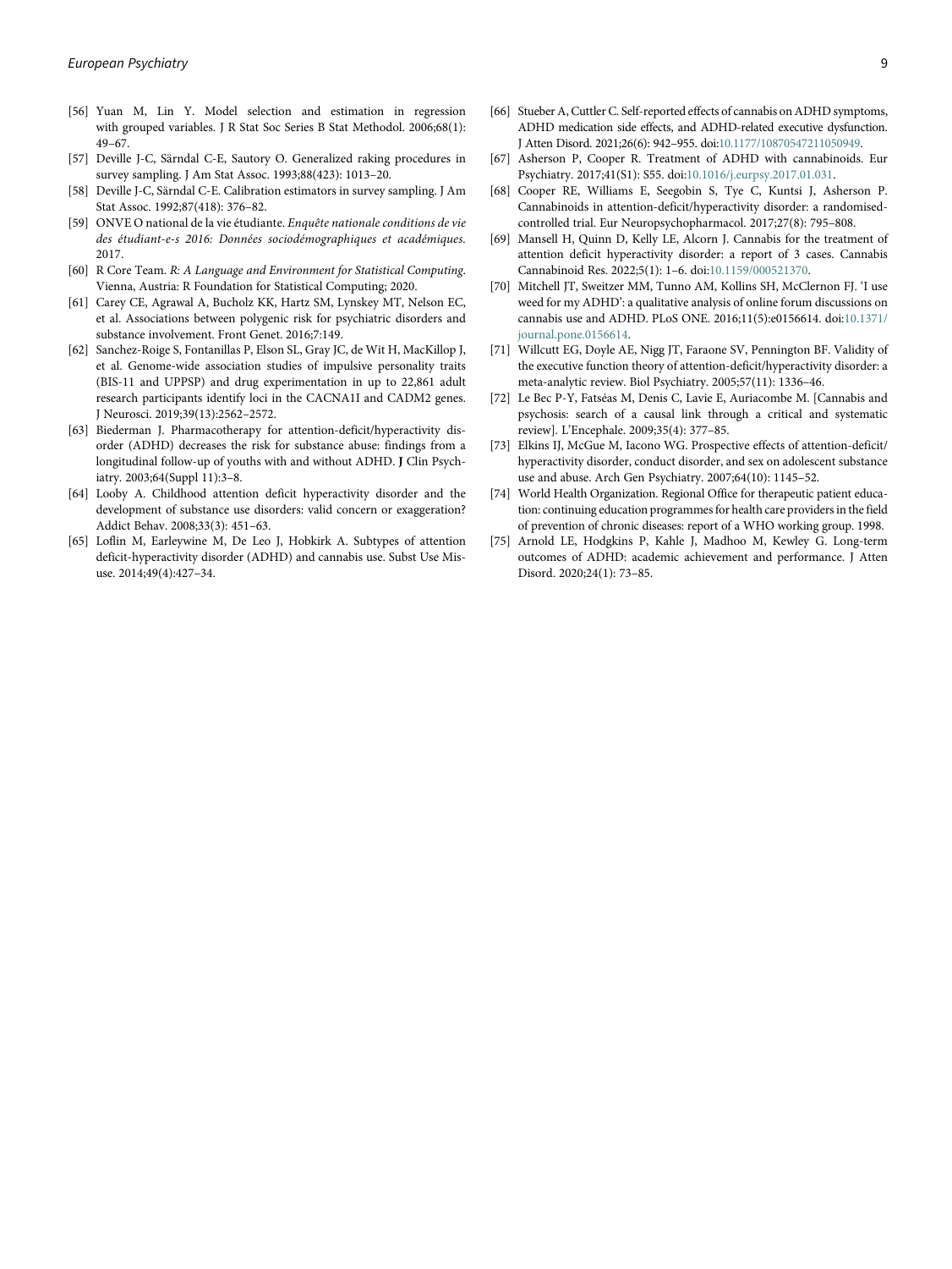[56] Yuan M, Lin Y. Model selection and estimation in regression with grouped variables. J R Stat Soc Series B Stat Methodol. 2006;68(1): 49–67.

[57] Deville J-C, Särndal C-E, Sautory O. Generalized raking procedures in survey sampling. J Am Stat Assoc. 1993;88(423): 1013–20.

[58] Deville J-C, Särndal C-E. Calibration estimators in survey sampling. J Am Stat Assoc. 1992;87(418): 376–82.

[59] ONVE O national de la vie étudiante. *Enquête nationale conditions de vie des étudiant-e-s 2016: Données sociodémographiques et académiques.* 2017.

[60] R Core Team. *R: A Language and Environment for Statistical Computing.* Vienna, Austria: R Foundation for Statistical Computing; 2020.

[61] Carey CE, Agrawal A, Bucholz KK, Hartz SM, Lynskey MT, Nelson EC, et al. Associations between polygenic risk for psychiatric disorders and substance involvement. Front Genet. 2016;7:149.

[62] Sanchez-Roige S, Fontanillas P, Elson SL, Gray JC, de Wit H, MacKillop J, et al. Genome-wide association studies of impulsive personality traits (BIS-11 and UPPSP) and drug experimentation in up to 22,861 adult research participants identify loci in the CACNA1I and CADM2 genes. J Neurosci. 2019;39(13):2562–2572.

[63] Biederman J. Pharmacotherapy for attention-deficit/hyperactivity disorder (ADHD) decreases the risk for substance abuse: findings from a longitudinal follow-up of youths with and without ADHD. **J** Clin Psychiatry. 2003;64(Suppl 11):3–8.

[64] Looby A. Childhood attention deficit hyperactivity disorder and the development of substance use disorders: valid concern or exaggeration? Addict Behav. 2008;33(3): 451–63.

[65] Loflin M, Earleywine M, De Leo J, Hobkirk A. Subtypes of attention deficit-hyperactivity disorder (ADHD) and cannabis use. Subst Use Misuse. 2014;49(4):427–34.

[66] Stueber A, Cuttler C. Self-reported effects of cannabis on ADHD symptoms, ADHD medication side effects, and ADHD-related executive dysfunction. J Atten Disord. 2021;26(6): 942–955. doi:10.1177/10870547211050949.

[67] Asherson P, Cooper R. Treatment of ADHD with cannabinoids. Eur Psychiatry. 2017;41(S1): S55. doi:10.1016/j.eurpsy.2017.01.031.

[68] Cooper RE, Williams E, Seegobin S, Tye C, Kuntsi J, Asherson P. Cannabinoids in attention-deficit/hyperactivity disorder: a randomised-controlled trial. Eur Neuropsychopharmacol. 2017;27(8): 795–808.

[69] Mansell H, Quinn D, Kelly LE, Alcorn J. Cannabis for the treatment of attention deficit hyperactivity disorder: a report of 3 cases. Cannabis Cannabinoid Res. 2022;5(1): 1–6. doi:10.1159/000521370.

[70] Mitchell JT, Sweitzer MM, Tunno AM, Kollins SH, McClernon FJ. 'I use weed for my ADHD': a qualitative analysis of online forum discussions on cannabis use and ADHD. PLoS ONE. 2016;11(5):e0156614. doi:10.1371/journal.pone.0156614.

[71] Willcutt EG, Doyle AE, Nigg JT, Faraone SV, Pennington BF. Validity of the executive function theory of attention-deficit/hyperactivity disorder: a meta-analytic review. Biol Psychiatry. 2005;57(11): 1336–46.

[72] Le Bec P-Y, Fatséas M, Denis C, Lavie E, Auriacombe M. [Cannabis and psychosis: search of a causal link through a critical and systematic review]. L'Encephale. 2009;35(4): 377–85.

[73] Elkins IJ, McGue M, Iacono WG. Prospective effects of attention-deficit/hyperactivity disorder, conduct disorder, and sex on adolescent substance use and abuse. Arch Gen Psychiatry. 2007;64(10): 1145–52.

[74] World Health Organization. Regional Office for therapeutic patient education: continuing education programmes for health care providers in the field of prevention of chronic diseases: report of a WHO working group. 1998.

[75] Arnold LE, Hodgkins P, Kahle J, Madhoo M, Kewley G. Long-term outcomes of ADHD: academic achievement and performance. J Atten Disord. 2020;24(1): 73–85.